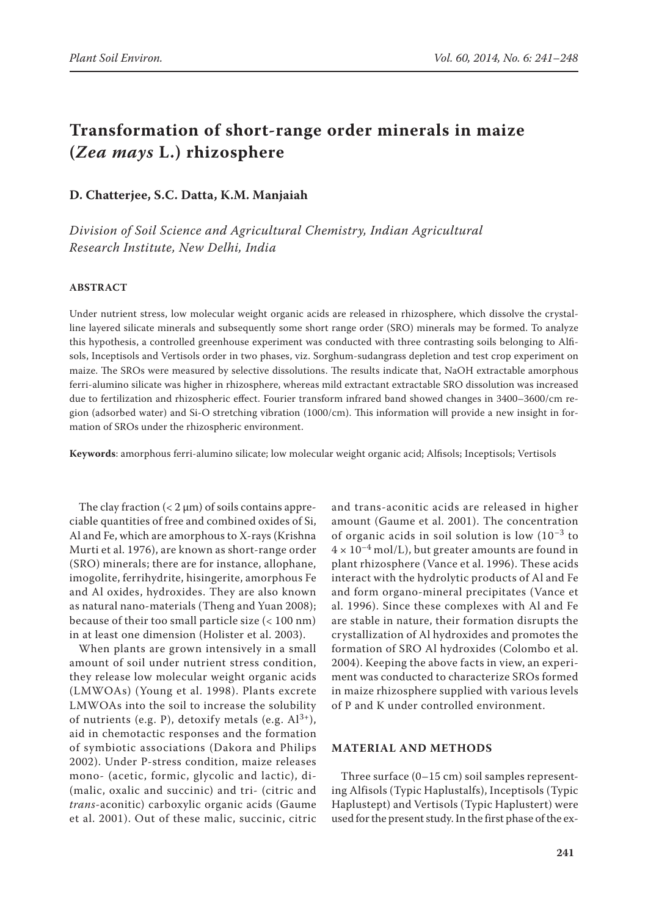# Transformation of short-range order minerals in maize (*Zea mays* L.) rhizosphere

**D. Chatterjee, S.C. Datta, K.M. Manjaiah**

*Division of Soil Science and Agricultural Chemistry, Indian Agricultural Research Institute, New Delhi, India*

## ABSTRACT

Under nutrient stress, low molecular weight organic acids are released in rhizosphere, which dissolve the crystalline layered silicate minerals and subsequently some short range order (SRO) minerals may be formed. To analyze this hypothesis, a controlled greenhouse experiment was conducted with three contrasting soils belonging to Alfisols, Inceptisols and Vertisols order in two phases, viz. Sorghum-sudangrass depletion and test crop experiment on maize. The SROs were measured by selective dissolutions. The results indicate that, NaOH extractable amorphous ferri-alumino silicate was higher in rhizosphere, whereas mild extractant extractable SRO dissolution was increased due to fertilization and rhizospheric effect. Fourier transform infrared band showed changes in 3400–3600/cm region (adsorbed water) and Si-O stretching vibration (1000/cm). This information will provide a new insight in formation of SROs under the rhizospheric environment.

**Keywords**: amorphous ferri-alumino silicate; low molecular weight organic acid; Alfisols; Inceptisols; Vertisols

The clay fraction (< 2 μm) of soils contains appreciable quantities of free and combined oxides of Si, Al and Fe, which are amorphous to X-rays (Krishna Murti et al. 1976), are known as short-range order (SRO) minerals; there are for instance, allophane, imogolite, ferrihydrite, hisingerite, amorphous Fe and Al oxides, hydroxides. They are also known as natural nano-materials (Theng and Yuan 2008); because of their too small particle size (< 100 nm) in at least one dimension (Holister et al. 2003).

When plants are grown intensively in a small amount of soil under nutrient stress condition, they release low molecular weight organic acids (LMWOAs) (Young et al. 1998). Plants excrete LMWOAs into the soil to increase the solubility of nutrients (e.g. P), detoxify metals (e.g. $Al^{3+}$), aid in chemotactic responses and the formation of symbiotic associations (Dakora and Philips 2002). Under P-stress condition, maize releases mono- (acetic, formic, glycolic and lactic), di- (malic, oxalic and succinic) and tri- (citric and *trans*-aconitic) carboxylic organic acids (Gaume et al. 2001). Out of these malic, succinic, citric and trans-aconitic acids are released in higher amount (Gaume et al. 2001). The concentration of organic acids in soil solution is low ($10^{-3}$ to $4 \times 10^{-4}$ mol/L), but greater amounts are found in plant rhizosphere (Vance et al. 1996). These acids interact with the hydrolytic products of Al and Fe and form organo-mineral precipitates (Vance et al. 1996). Since these complexes with Al and Fe are stable in nature, their formation disrupts the crystallization of Al hydroxides and promotes the formation of SRO Al hydroxides (Colombo et al. 2004). Keeping the above facts in view, an experiment was conducted to characterize SROs formed in maize rhizosphere supplied with various levels of P and K under controlled environment.

## MATERIAL AND METHODS

Three surface (0–15 cm) soil samples representing Alfisols (Typic Haplustalfs), Inceptisols (Typic Haplustept) and Vertisols (Typic Haplustert) were used for the present study. In the first phase of the ex-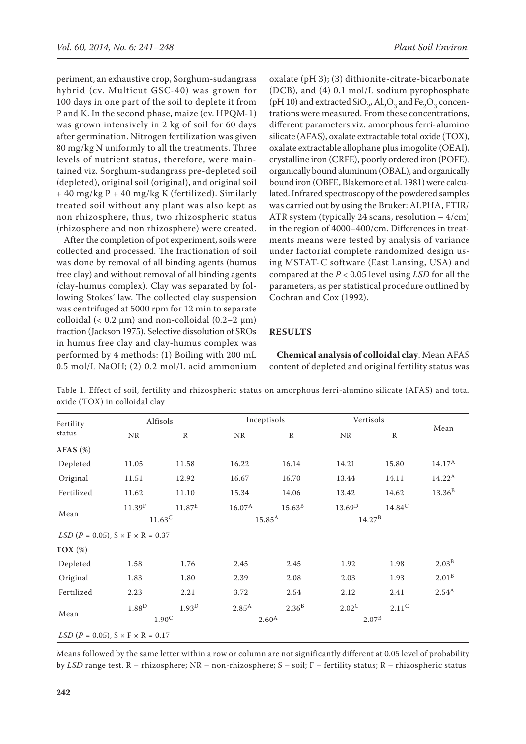periment, an exhaustive crop, Sorghum-sudangrass hybrid (cv. Multicut GSC-40) was grown for 100 days in one part of the soil to deplete it from P and K. In the second phase, maize (cv. HPQM-1) was grown intensively in 2 kg of soil for 60 days after germination. Nitrogen fertilization was given 80 mg/kg N uniformly to all the treatments. Three levels of nutrient status, therefore, were maintained viz. Sorghum-sudangrass pre-depleted soil (depleted), original soil (original), and original soil + 40 mg/kg P + 40 mg/kg K (fertilized). Similarly treated soil without any plant was also kept as non rhizosphere, thus, two rhizospheric status (rhizosphere and non rhizosphere) were created.

After the completion of pot experiment, soils were collected and processed. The fractionation of soil was done by removal of all binding agents (humus free clay) and without removal of all binding agents (clay-humus complex). Clay was separated by following Stokes' law. The collected clay suspension was centrifuged at 5000 rpm for 12 min to separate colloidal (< 0.2 µm) and non-colloidal (0.2–2 µm) fraction (Jackson 1975). Selective dissolution of SROs in humus free clay and clay-humus complex was performed by 4 methods: (1) Boiling with 200 mL 0.5 mol/L NaOH; (2) 0.2 mol/L acid ammonium oxalate (pH 3); (3) dithionite-citrate-bicarbonate (DCB), and (4) 0.1 mol/L sodium pyrophosphate (pH 10) and extracted $SiO_2$, $Al_2O_3$ and $Fe_2O_3$ concentrations were measured. From these concentrations, different parameters viz. amorphous ferri-alumino silicate (AFAS), oxalate extractable total oxide (TOX), oxalate extractable allophane plus imogolite (OEAI), crystalline iron (CRFE), poorly ordered iron (POFE), organically bound aluminum (OBAL), and organically bound iron (OBFE, Blakemore et al. 1981) were calculated. Infrared spectroscopy of the powdered samples was carried out by using the Bruker: ALPHA, FTIR/ATR system (typically 24 scans, resolution – 4/cm) in the region of 4000–400/cm. Differences in treatments means were tested by analysis of variance under factorial complete randomized design using MSTAT-C software (East Lansing, USA) and compared at the $P < 0.05$ level using *LSD* for all the parameters, as per statistical procedure outlined by Cochran and Cox (1992).

## RESULTS

**Chemical analysis of colloidal clay**. Mean AFAS content of depleted and original fertility status was

Table 1. Effect of soil, fertility and rhizospheric status on amorphous ferri-alumino silicate (AFAS) and total oxide (TOX) in colloidal clay

| Fertility status | Alfisols | | Inceptisols | | Vertisols | | Mean |
|---|---|---|---|---|---|---|---|
| | NR | R | NR | R | NR | R | |
| **AFAS** (%) | | | | | | | |
| Depleted | 11.05 | 11.58 | 16.22 | 16.14 | 14.21 | 15.80 | $14.17^{A}$ |
| Original | 11.51 | 12.92 | 16.67 | 16.70 | 13.44 | 14.11 | $14.22^{A}$ |
| Fertilized | 11.62 | 11.10 | 15.34 | 14.06 | 13.42 | 14.62 | $13.36^{B}$ |
| Mean | $11.39^{F}$ | $11.87^{E}$ | $16.07^{A}$ | $15.63^{B}$ | $13.69^{D}$ | $14.84^{C}$ | |
| | $11.63^{C}$ | | $15.85^{A}$ | | $14.27^{B}$ | | |
| *LSD* ($P$ = 0.05), S × F × R = 0.37 | | | | | | | |
| **TOX** (%) | | | | | | | |
| Depleted | 1.58 | 1.76 | 2.45 | 2.45 | 1.92 | 1.98 | $2.03^{B}$ |
| Original | 1.83 | 1.80 | 2.39 | 2.08 | 2.03 | 1.93 | $2.01^{B}$ |
| Fertilized | 2.23 | 2.21 | 3.72 | 2.54 | 2.12 | 2.41 | $2.54^{A}$ |
| Mean | $1.88^{D}$ | $1.93^{D}$ | $2.85^{A}$ | $2.36^{B}$ | $2.02^{C}$ | $2.11^{C}$ | |
| | $1.90^{C}$ | | $2.60^{A}$ | | $2.07^{B}$ | | |
| *LSD* ($P$ = 0.05), S × F × R = 0.17 | | | | | | | |

Means followed by the same letter within a row or column are not significantly different at 0.05 level of probability by *LSD* range test. R – rhizosphere; NR – non-rhizosphere; S – soil; F – fertility status; R – rhizospheric status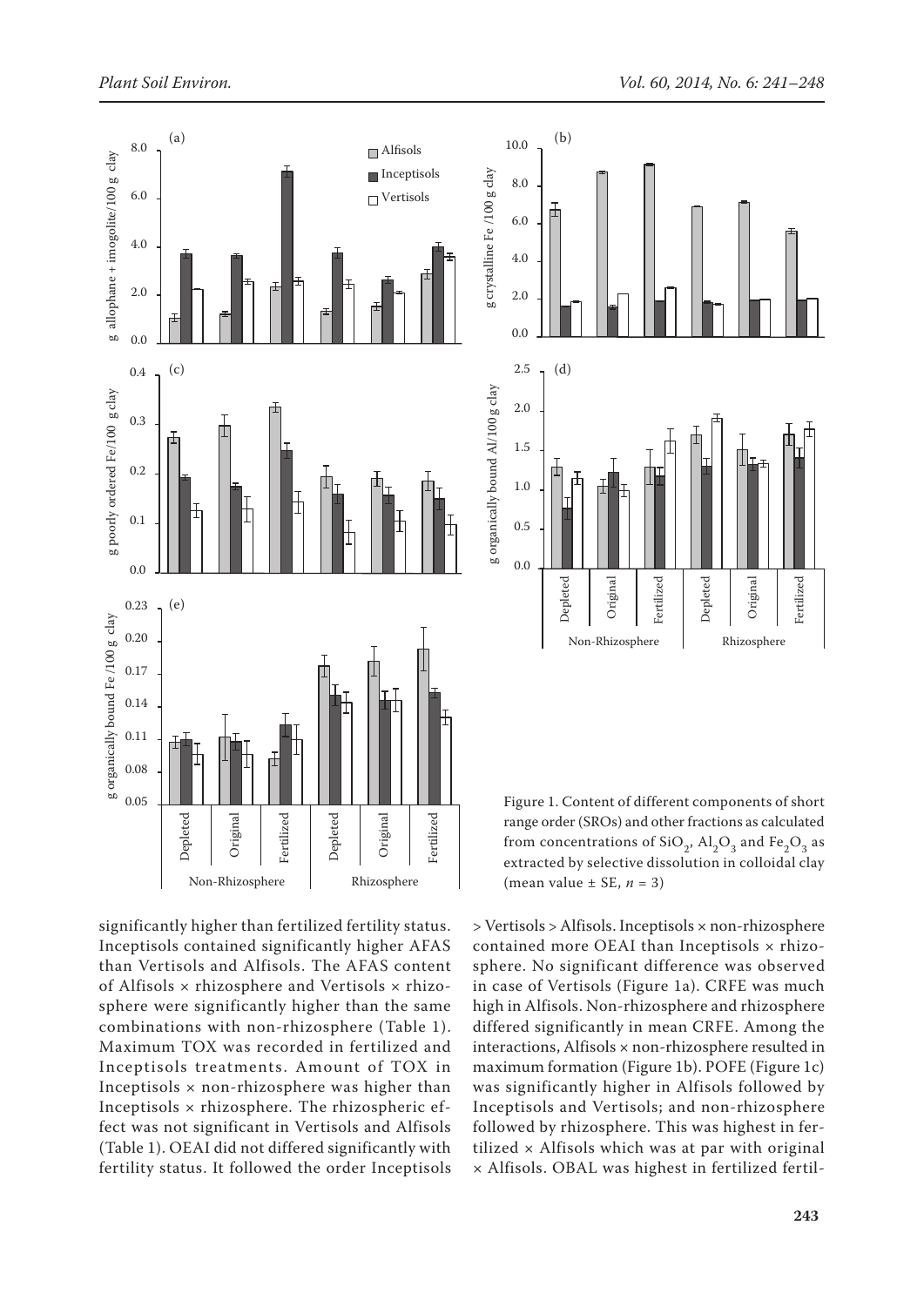Figure 1. Content of different components of short range order (SROs) and other fractions as calculated from concentrations of $SiO_2$, $Al_2O_3$ and $Fe_2O_3$ as extracted by selective dissolution in colloidal clay (mean value ± SE, $n = 3$)

significantly higher than fertilized fertility status. Inceptisols contained significantly higher AFAS than Vertisols and Alfisols. The AFAS content of Alfisols × rhizosphere and Vertisols × rhizosphere were significantly higher than the same combinations with non-rhizosphere (Table 1). Maximum TOX was recorded in fertilized and Inceptisols treatments. Amount of TOX in Inceptisols × non-rhizosphere was higher than Inceptisols × rhizosphere. The rhizospheric effect was not significant in Vertisols and Alfisols (Table 1). OEAI did not differed significantly with fertility status. It followed the order Inceptisols > Vertisols > Alfisols. Inceptisols × non-rhizosphere contained more OEAI than Inceptisols × rhizosphere. No significant difference was observed in case of Vertisols (Figure 1a). CRFE was much high in Alfisols. Non-rhizosphere and rhizosphere differed significantly in mean CRFE. Among the interactions, Alfisols × non-rhizosphere resulted in maximum formation (Figure 1b). POFE (Figure 1c) was significantly higher in Alfisols followed by Inceptisols and Vertisols; and non-rhizosphere followed by rhizosphere. This was highest in fertilized × Alfisols which was at par with original × Alfisols. OBAL was highest in fertilized fertil-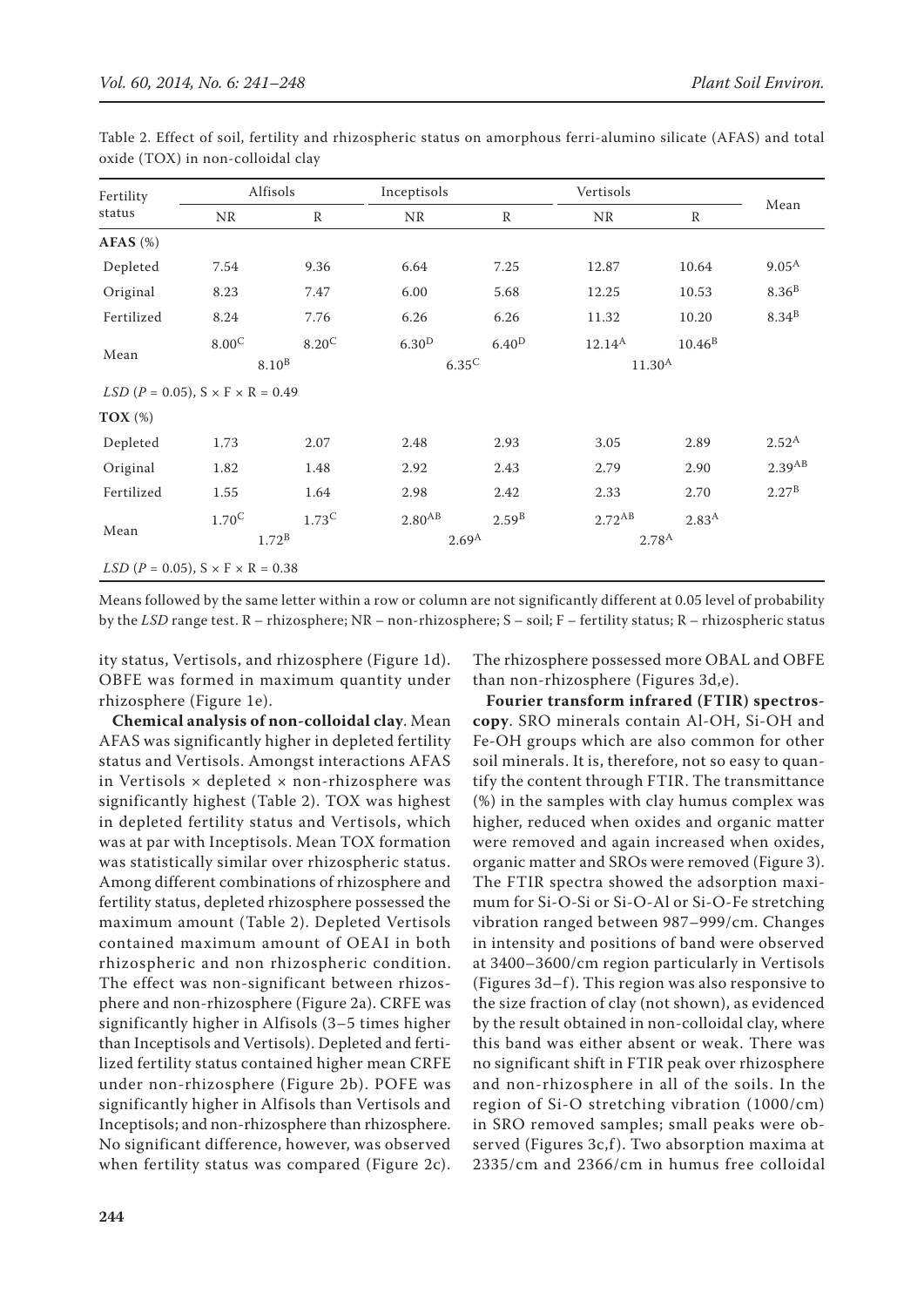Table 2. Effect of soil, fertility and rhizospheric status on amorphous ferri-alumino silicate (AFAS) and total oxide (TOX) in non-colloidal clay

| Fertility status | Alfisols | | Inceptisols | | Vertisols | | Mean |
|---|---|---|---|---|---|---|---|
| | NR | R | NR | R | NR | R | |
| **AFAS** (%) | | | | | | | |
| Depleted | 7.54 | 9.36 | 6.64 | 7.25 | 12.87 | 10.64 | $9.05^{A}$ |
| Original | 8.23 | 7.47 | 6.00 | 5.68 | 12.25 | 10.53 | $8.36^{B}$ |
| Fertilized | 8.24 | 7.76 | 6.26 | 6.26 | 11.32 | 10.20 | $8.34^{B}$ |
| Mean | $8.00^{C}$ | $8.20^{C}$ | $6.30^{D}$ | $6.40^{D}$ | $12.14^{A}$ | $10.46^{B}$ | |
| | $8.10^{B}$ | | $6.35^{C}$ | | $11.30^{A}$ | | |
| *LSD* ($P$ = 0.05), S × F × R = 0.49 | | | | | | | |
| **TOX** (%) | | | | | | | |
| Depleted | 1.73 | 2.07 | 2.48 | 2.93 | 3.05 | 2.89 | $2.52^{A}$ |
| Original | 1.82 | 1.48 | 2.92 | 2.43 | 2.79 | 2.90 | $2.39^{AB}$ |
| Fertilized | 1.55 | 1.64 | 2.98 | 2.42 | 2.33 | 2.70 | $2.27^{B}$ |
| Mean | $1.70^{C}$ | $1.73^{C}$ | $2.80^{AB}$ | $2.59^{B}$ | $2.72^{AB}$ | $2.83^{A}$ | |
| | $1.72^{B}$ | | $2.69^{A}$ | | $2.78^{A}$ | | |
| *LSD* ($P$ = 0.05), S × F × R = 0.38 | | | | | | | |

Means followed by the same letter within a row or column are not significantly different at 0.05 level of probability by the *LSD* range test. R – rhizosphere; NR – non-rhizosphere; S – soil; F – fertility status; R – rhizospheric status

ity status, Vertisols, and rhizosphere (Figure 1d). OBFE was formed in maximum quantity under rhizosphere (Figure 1e).

**Chemical analysis of non-colloidal clay**. Mean AFAS was significantly higher in depleted fertility status and Vertisols. Amongst interactions AFAS in Vertisols × depleted × non-rhizosphere was significantly highest (Table 2). TOX was highest in depleted fertility status and Vertisols, which was at par with Inceptisols. Mean TOX formation was statistically similar over rhizospheric status. Among different combinations of rhizosphere and fertility status, depleted rhizosphere possessed the maximum amount (Table 2). Depleted Vertisols contained maximum amount of OEAI in both rhizospheric and non rhizospheric condition. The effect was non-significant between rhizosphere and non-rhizosphere (Figure 2a). CRFE was significantly higher in Alfisols (3–5 times higher than Inceptisols and Vertisols). Depleted and fertilized fertility status contained higher mean CRFE under non-rhizosphere (Figure 2b). POFE was significantly higher in Alfisols than Vertisols and Inceptisols; and non-rhizosphere than rhizosphere. No significant difference, however, was observed when fertility status was compared (Figure 2c). The rhizosphere possessed more OBAL and OBFE than non-rhizosphere (Figures 3d,e).

**Fourier transform infrared (FTIR) spectroscopy**. SRO minerals contain Al-OH, Si-OH and Fe-OH groups which are also common for other soil minerals. It is, therefore, not so easy to quantify the content through FTIR. The transmittance (%) in the samples with clay humus complex was higher, reduced when oxides and organic matter were removed and again increased when oxides, organic matter and SROs were removed (Figure 3). The FTIR spectra showed the adsorption maximum for Si-O-Si or Si-O-Al or Si-O-Fe stretching vibration ranged between 987–999/cm. Changes in intensity and positions of band were observed at 3400–3600/cm region particularly in Vertisols (Figures 3d–f). This region was also responsive to the size fraction of clay (not shown), as evidenced by the result obtained in non-colloidal clay, where this band was either absent or weak. There was no significant shift in FTIR peak over rhizosphere and non-rhizosphere in all of the soils. In the region of Si-O stretching vibration (1000/cm) in SRO removed samples; small peaks were observed (Figures 3c,f). Two absorption maxima at 2335/cm and 2366/cm in humus free colloidal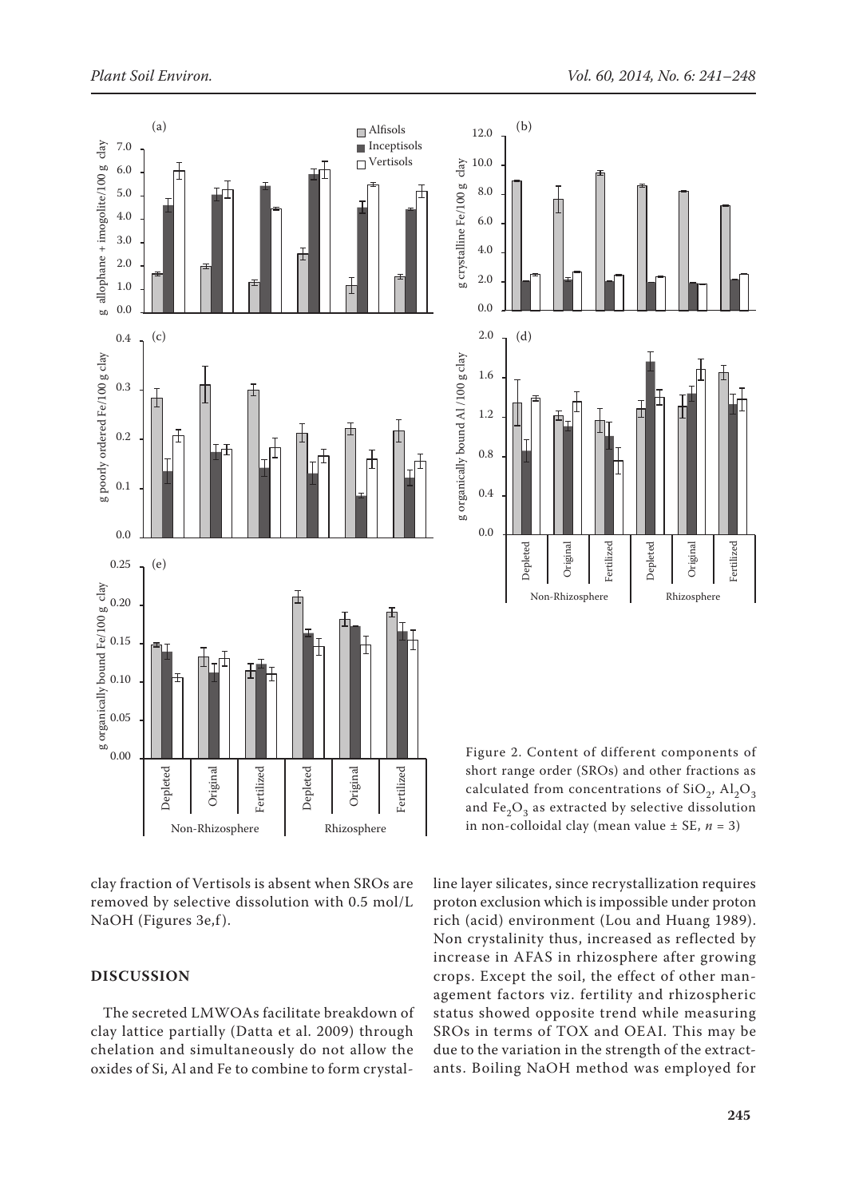Figure 2. Content of different components of short range order (SROs) and other fractions as calculated from concentrations of $SiO_2$, $Al_2O_3$ and $Fe_2O_3$ as extracted by selective dissolution in non-colloidal clay (mean value ± SE, $n$ = 3)

clay fraction of Vertisols is absent when SROs are removed by selective dissolution with 0.5 mol/L NaOH (Figures 3e,f).

## DISCUSSION

The secreted LMWOAs facilitate breakdown of clay lattice partially (Datta et al. 2009) through chelation and simultaneously do not allow the oxides of Si, Al and Fe to combine to form crystalline layer silicates, since recrystallization requires proton exclusion which is impossible under proton rich (acid) environment (Lou and Huang 1989). Non crystalinity thus, increased as reflected by increase in AFAS in rhizosphere after growing crops. Except the soil, the effect of other management factors viz. fertility and rhizospheric status showed opposite trend while measuring SROs in terms of TOX and OEAI. This may be due to the variation in the strength of the extractants. Boiling NaOH method was employed for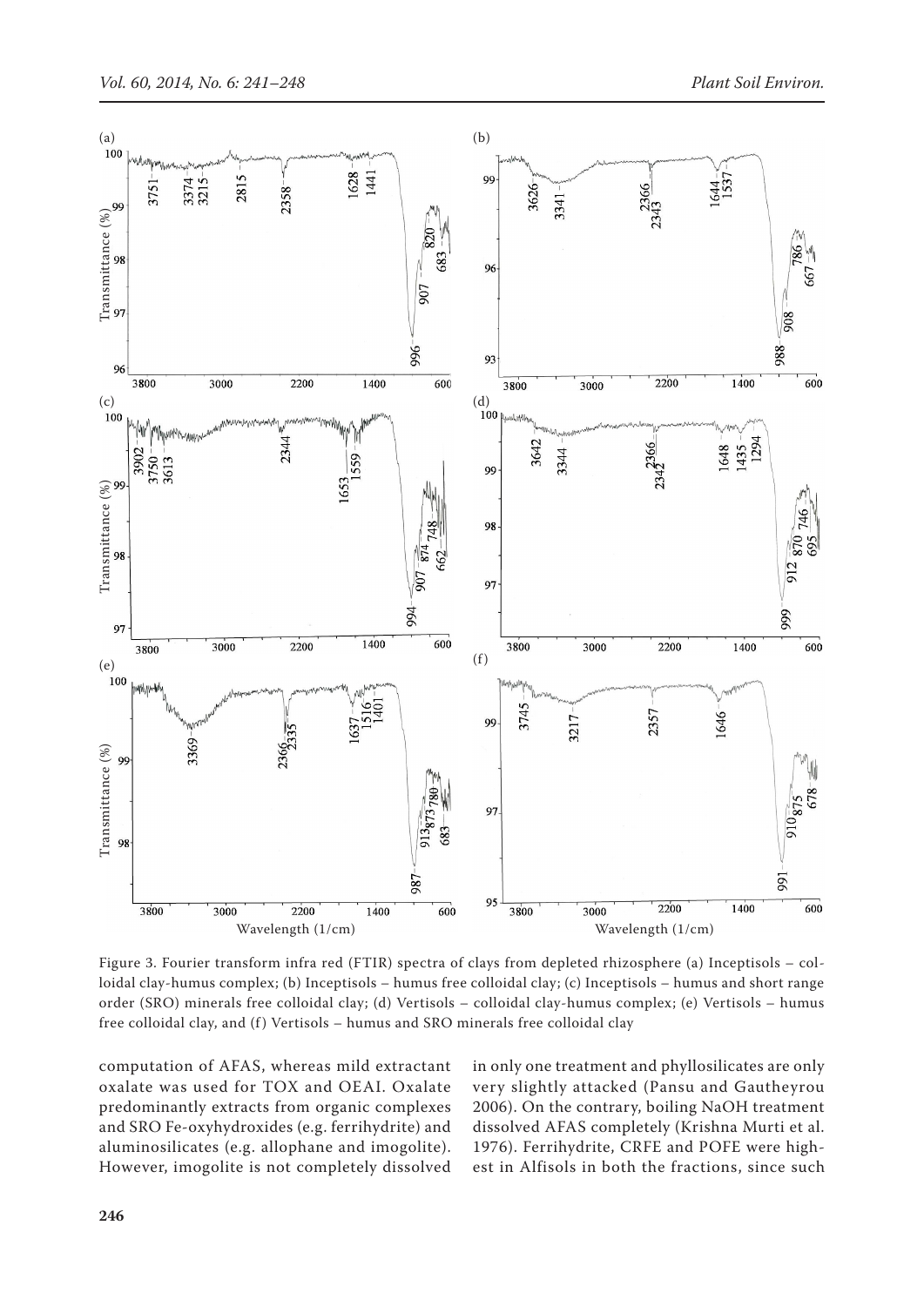Figure 3. Fourier transform infra red (FTIR) spectra of clays from depleted rhizosphere (a) Inceptisols – colloidal clay-humus complex; (b) Inceptisols – humus free colloidal clay; (c) Inceptisols – humus and short range order (SRO) minerals free colloidal clay; (d) Vertisols – colloidal clay-humus complex; (e) Vertisols – humus free colloidal clay, and (f) Vertisols – humus and SRO minerals free colloidal clay

computation of AFAS, whereas mild extractant oxalate was used for TOX and OEAI. Oxalate predominantly extracts from organic complexes and SRO Fe-oxyhydroxides (e.g. ferrihydrite) and aluminosilicates (e.g. allophane and imogolite). However, imogolite is not completely dissolved in only one treatment and phyllosilicates are only very slightly attacked (Pansu and Gautheyrou 2006). On the contrary, boiling NaOH treatment dissolved AFAS completely (Krishna Murti et al. 1976). Ferrihydrite, CRFE and POFE were highest in Alfisols in both the fractions, since such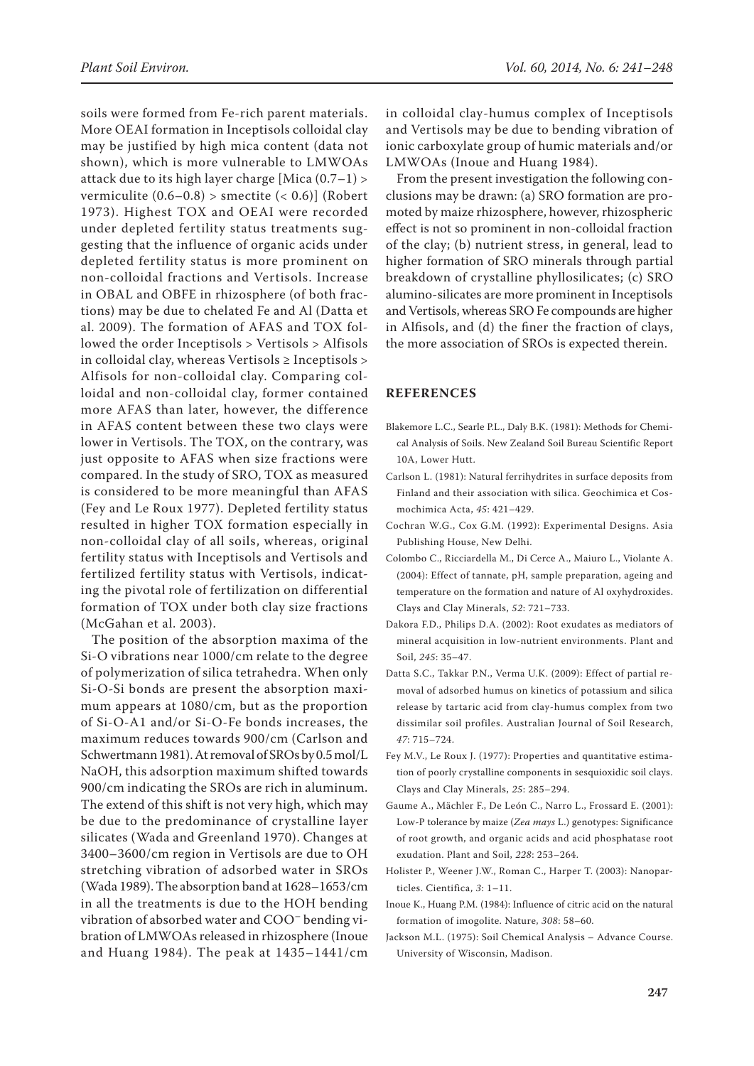soils were formed from Fe-rich parent materials. More OEAI formation in Inceptisols colloidal clay may be justified by high mica content (data not shown), which is more vulnerable to LMWOAs attack due to its high layer charge [Mica (0.7–1) > vermiculite (0.6–0.8) > smectite (< 0.6)] (Robert 1973). Highest TOX and OEAI were recorded under depleted fertility status treatments suggesting that the influence of organic acids under depleted fertility status is more prominent on non-colloidal fractions and Vertisols. Increase in OBAL and OBFE in rhizosphere (of both fractions) may be due to chelated Fe and Al (Datta et al. 2009). The formation of AFAS and TOX followed the order Inceptisols > Vertisols > Alfisols in colloidal clay, whereas Vertisols ≥ Inceptisols > Alfisols for non-colloidal clay. Comparing colloidal and non-colloidal clay, former contained more AFAS than later, however, the difference in AFAS content between these two clays were lower in Vertisols. The TOX, on the contrary, was just opposite to AFAS when size fractions were compared. In the study of SRO, TOX as measured is considered to be more meaningful than AFAS (Fey and Le Roux 1977). Depleted fertility status resulted in higher TOX formation especially in non-colloidal clay of all soils, whereas, original fertility status with Inceptisols and Vertisols and fertilized fertility status with Vertisols, indicating the pivotal role of fertilization on differential formation of TOX under both clay size fractions (McGahan et al. 2003).

The position of the absorption maxima of the Si-O vibrations near 1000/cm relate to the degree of polymerization of silica tetrahedra. When only Si-O-Si bonds are present the absorption maximum appears at 1080/cm, but as the proportion of Si-O-A1 and/or Si-O-Fe bonds increases, the maximum reduces towards 900/cm (Carlson and Schwertmann 1981). At removal of SROs by 0.5 mol/L NaOH, this adsorption maximum shifted towards 900/cm indicating the SROs are rich in aluminum. The extend of this shift is not very high, which may be due to the predominance of crystalline layer silicates (Wada and Greenland 1970). Changes at 3400–3600/cm region in Vertisols are due to OH stretching vibration of adsorbed water in SROs (Wada 1989). The absorption band at 1628–1653/cm in all the treatments is due to the HOH bending vibration of absorbed water and $COO^-$ bending vibration of LMWOAs released in rhizosphere (Inoue and Huang 1984). The peak at 1435–1441/cm in colloidal clay-humus complex of Inceptisols and Vertisols may be due to bending vibration of ionic carboxylate group of humic materials and/or LMWOAs (Inoue and Huang 1984).

From the present investigation the following conclusions may be drawn: (a) SRO formation are promoted by maize rhizosphere, however, rhizospheric effect is not so prominent in non-colloidal fraction of the clay; (b) nutrient stress, in general, lead to higher formation of SRO minerals through partial breakdown of crystalline phyllosilicates; (c) SRO alumino-silicates are more prominent in Inceptisols and Vertisols, whereas SRO Fe compounds are higher in Alfisols, and (d) the finer the fraction of clays, the more association of SROs is expected therein.

## REFERENCES

Blakemore L.C., Searle P.L., Daly B.K. (1981): Methods for Chemical Analysis of Soils. New Zealand Soil Bureau Scientific Report 10A, Lower Hutt.

Carlson L. (1981): Natural ferrihydrites in surface deposits from Finland and their association with silica. Geochimica et Cosmochimica Acta, *45*: 421–429.

Cochran W.G., Cox G.M. (1992): Experimental Designs. Asia Publishing House, New Delhi.

Colombo C., Ricciardella M., Di Cerce A., Maiuro L., Violante A. (2004): Effect of tannate, pH, sample preparation, ageing and temperature on the formation and nature of Al oxyhydroxides. Clays and Clay Minerals, *52*: 721–733.

Dakora F.D., Philips D.A. (2002): Root exudates as mediators of mineral acquisition in low-nutrient environments. Plant and Soil, *245*: 35–47.

Datta S.C., Takkar P.N., Verma U.K. (2009): Effect of partial removal of adsorbed humus on kinetics of potassium and silica release by tartaric acid from clay-humus complex from two dissimilar soil profiles. Australian Journal of Soil Research, *47*: 715–724.

Fey M.V., Le Roux J. (1977): Properties and quantitative estimation of poorly crystalline components in sesquioxidic soil clays. Clays and Clay Minerals, *25*: 285–294.

Gaume A., Mächler F., De León C., Narro L., Frossard E. (2001): Low-P tolerance by maize (*Zea mays* L.) genotypes: Significance of root growth, and organic acids and acid phosphatase root exudation. Plant and Soil, *228*: 253–264.

Holister P., Weener J.W., Roman C., Harper T. (2003): Nanoparticles. Cientifica, *3*: 1–11.

Inoue K., Huang P.M. (1984): Influence of citric acid on the natural formation of imogolite. Nature, *308*: 58–60.

Jackson M.L. (1975): Soil Chemical Analysis – Advance Course. University of Wisconsin, Madison.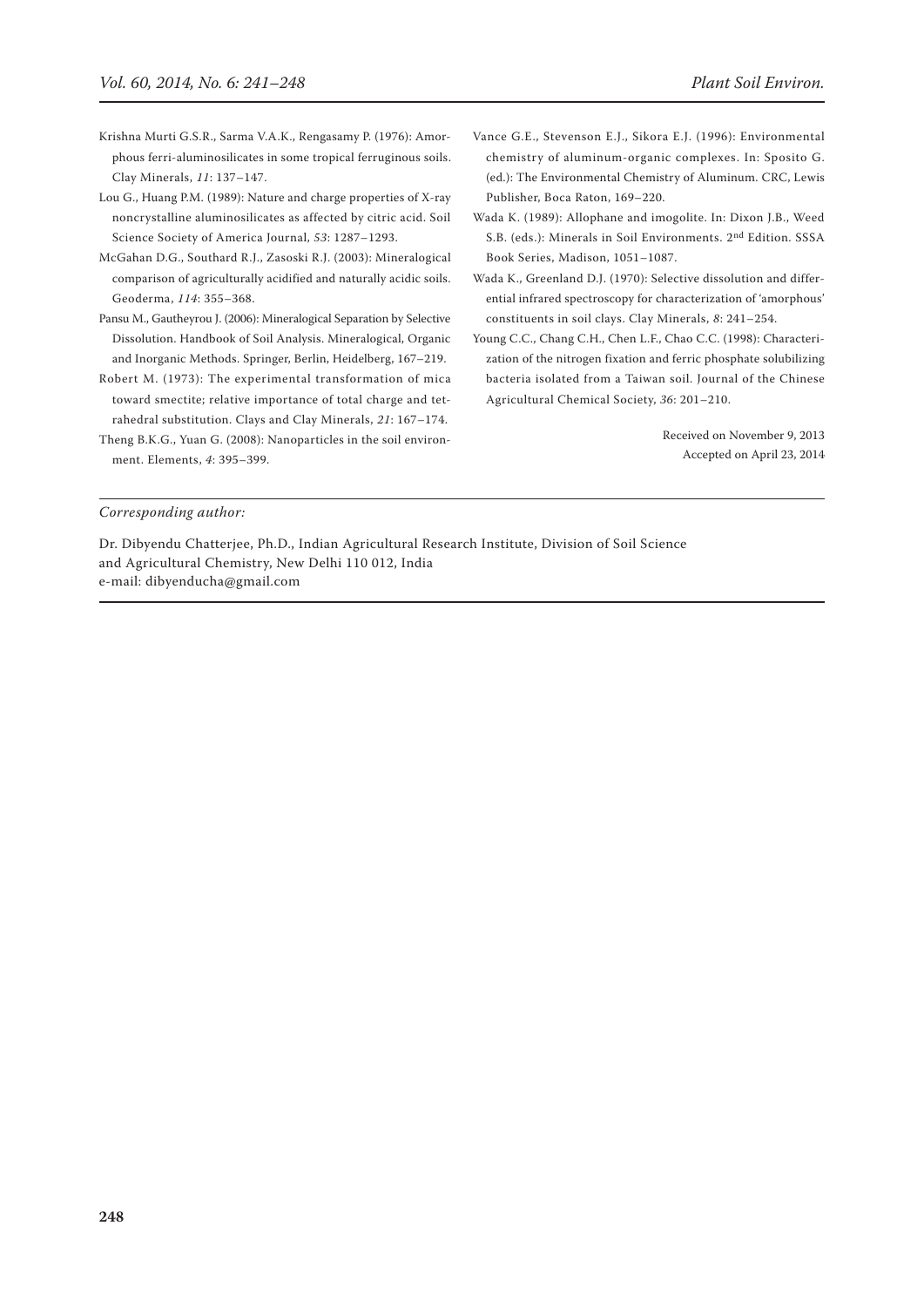Krishna Murti G.S.R., Sarma V.A.K., Rengasamy P. (1976): Amorphous ferri-aluminosilicates in some tropical ferruginous soils. Clay Minerals, *11*: 137–147.

Lou G., Huang P.M. (1989): Nature and charge properties of X-ray noncrystalline aluminosilicates as affected by citric acid. Soil Science Society of America Journal, *53*: 1287–1293.

McGahan D.G., Southard R.J., Zasoski R.J. (2003): Mineralogical comparison of agriculturally acidified and naturally acidic soils. Geoderma, *114*: 355–368.

Pansu M., Gautheyrou J. (2006): Mineralogical Separation by Selective Dissolution. Handbook of Soil Analysis. Mineralogical, Organic and Inorganic Methods. Springer, Berlin, Heidelberg, 167–219.

Robert M. (1973): The experimental transformation of mica toward smectite; relative importance of total charge and tetrahedral substitution. Clays and Clay Minerals, *21*: 167–174.

Theng B.K.G., Yuan G. (2008): Nanoparticles in the soil environment. Elements, *4*: 395–399.

Vance G.E., Stevenson E.J., Sikora E.J. (1996): Environmental chemistry of aluminum-organic complexes. In: Sposito G. (ed.): The Environmental Chemistry of Aluminum. CRC, Lewis Publisher, Boca Raton, 169–220.

Wada K. (1989): Allophane and imogolite. In: Dixon J.B., Weed S.B. (eds.): Minerals in Soil Environments. 2nd Edition. SSSA Book Series, Madison, 1051–1087.

Wada K., Greenland D.J. (1970): Selective dissolution and differential infrared spectroscopy for characterization of 'amorphous' constituents in soil clays. Clay Minerals, *8*: 241–254.

Young C.C., Chang C.H., Chen L.F., Chao C.C. (1998): Characterization of the nitrogen fixation and ferric phosphate solubilizing bacteria isolated from a Taiwan soil. Journal of the Chinese Agricultural Chemical Society, *36*: 201–210.

Received on November 9, 2013
Accepted on April 23, 2014

*Corresponding author:*

Dr. Dibyendu Chatterjee, Ph.D., Indian Agricultural Research Institute, Division of Soil Science and Agricultural Chemistry, New Delhi 110 012, India
e-mail: dibyenducha@gmail.com